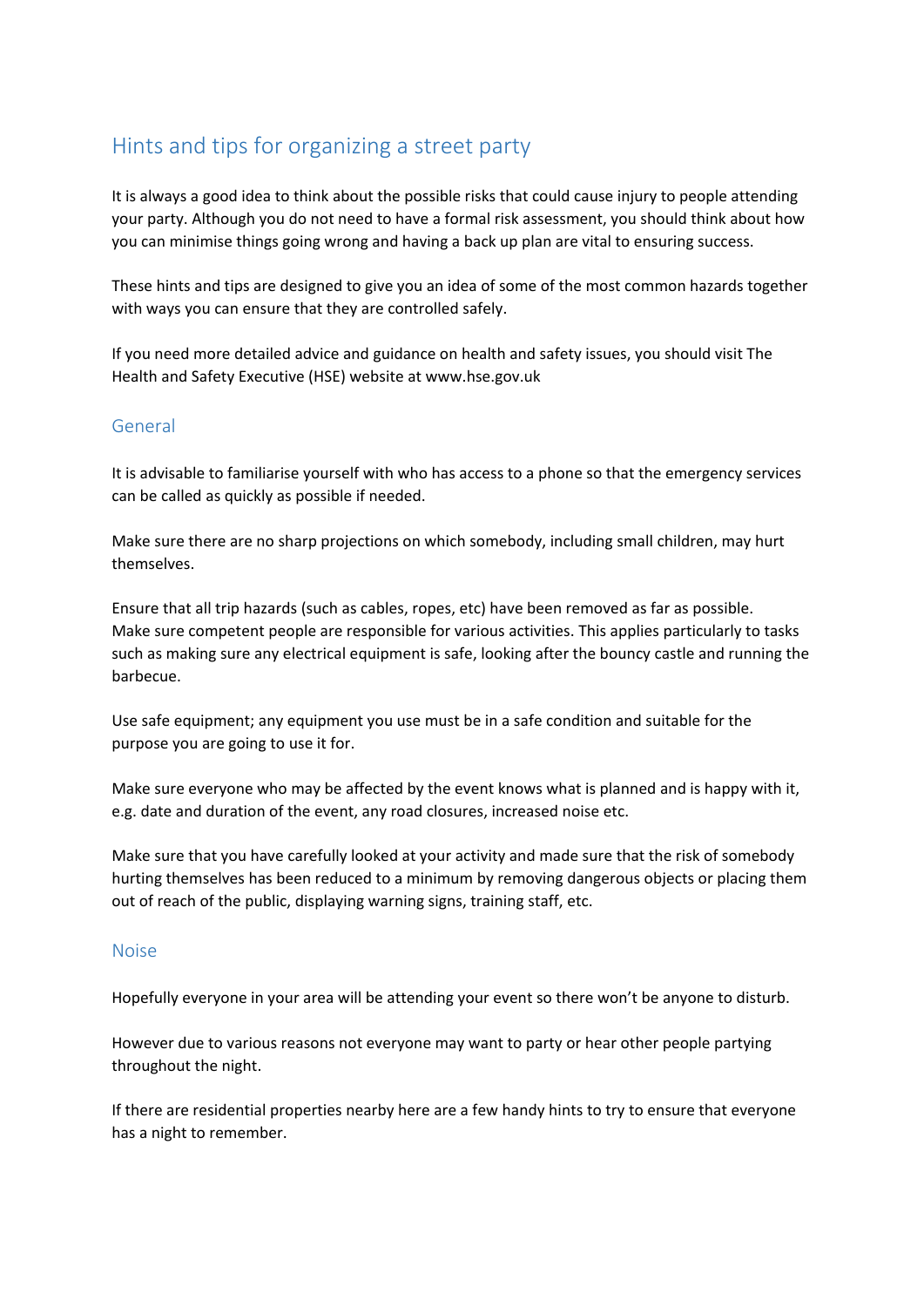# Hints and tips for organizing a street party

It is always a good idea to think about the possible risks that could cause injury to people attending your party. Although you do not need to have a formal risk assessment, you should think about how you can minimise things going wrong and having a back up plan are vital to ensuring success.

These hints and tips are designed to give you an idea of some of the most common hazards together with ways you can ensure that they are controlled safely.

If you need more detailed advice and guidance on health and safety issues, you should visit The Health and Safety Executive (HSE) website at www.hse.gov.uk

## General

It is advisable to familiarise yourself with who has access to a phone so that the emergency services can be called as quickly as possible if needed.

Make sure there are no sharp projections on which somebody, including small children, may hurt themselves.

Ensure that all trip hazards (such as cables, ropes, etc) have been removed as far as possible.
Make sure competent people are responsible for various activities. This applies particularly to tasks such as making sure any electrical equipment is safe, looking after the bouncy castle and running the barbecue.

Use safe equipment; any equipment you use must be in a safe condition and suitable for the purpose you are going to use it for.

Make sure everyone who may be affected by the event knows what is planned and is happy with it, e.g. date and duration of the event, any road closures, increased noise etc.

Make sure that you have carefully looked at your activity and made sure that the risk of somebody hurting themselves has been reduced to a minimum by removing dangerous objects or placing them out of reach of the public, displaying warning signs, training staff, etc.

## Noise

Hopefully everyone in your area will be attending your event so there won't be anyone to disturb.

However due to various reasons not everyone may want to party or hear other people partying throughout the night.

If there are residential properties nearby here are a few handy hints to try to ensure that everyone has a night to remember.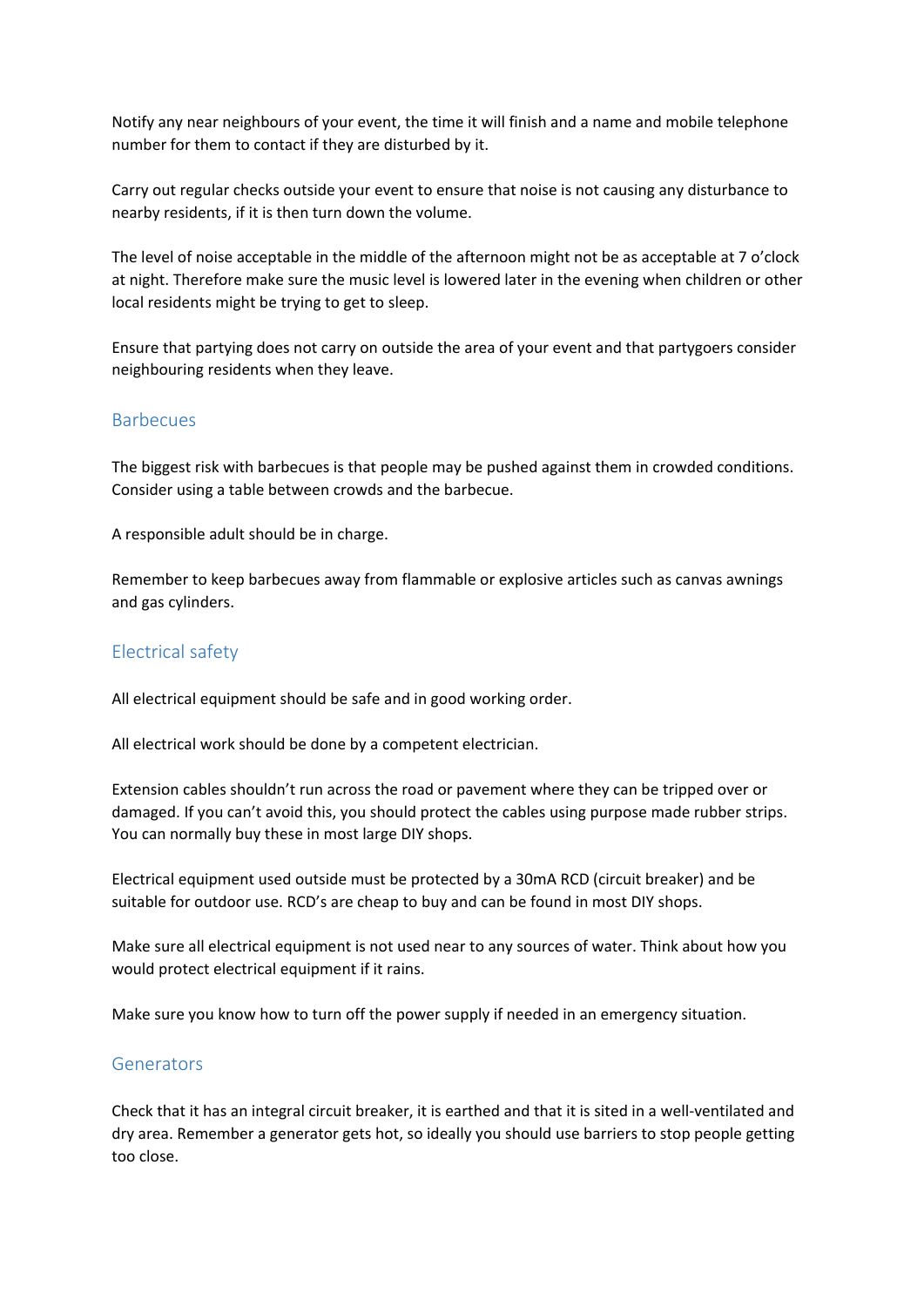Notify any near neighbours of your event, the time it will finish and a name and mobile telephone number for them to contact if they are disturbed by it.

Carry out regular checks outside your event to ensure that noise is not causing any disturbance to nearby residents, if it is then turn down the volume.

The level of noise acceptable in the middle of the afternoon might not be as acceptable at 7 o'clock at night. Therefore make sure the music level is lowered later in the evening when children or other local residents might be trying to get to sleep.

Ensure that partying does not carry on outside the area of your event and that partygoers consider neighbouring residents when they leave.

## Barbecues

The biggest risk with barbecues is that people may be pushed against them in crowded conditions. Consider using a table between crowds and the barbecue.

A responsible adult should be in charge.

Remember to keep barbecues away from flammable or explosive articles such as canvas awnings and gas cylinders.

## Electrical safety

All electrical equipment should be safe and in good working order.

All electrical work should be done by a competent electrician.

Extension cables shouldn't run across the road or pavement where they can be tripped over or damaged. If you can't avoid this, you should protect the cables using purpose made rubber strips. You can normally buy these in most large DIY shops.

Electrical equipment used outside must be protected by a 30mA RCD (circuit breaker) and be suitable for outdoor use. RCD's are cheap to buy and can be found in most DIY shops.

Make sure all electrical equipment is not used near to any sources of water. Think about how you would protect electrical equipment if it rains.

Make sure you know how to turn off the power supply if needed in an emergency situation.

## Generators

Check that it has an integral circuit breaker, it is earthed and that it is sited in a well-ventilated and dry area. Remember a generator gets hot, so ideally you should use barriers to stop people getting too close.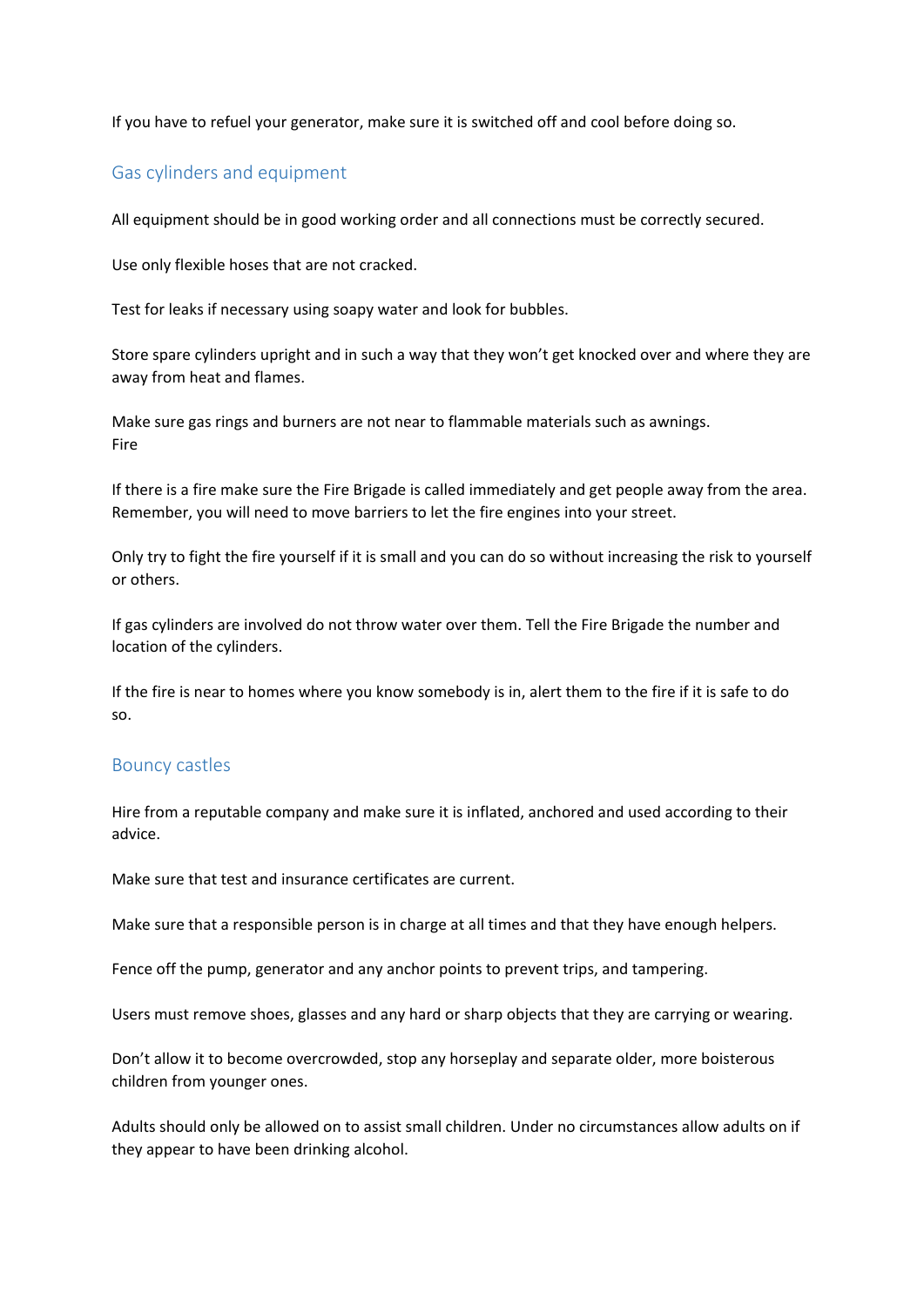If you have to refuel your generator, make sure it is switched off and cool before doing so.

## Gas cylinders and equipment

All equipment should be in good working order and all connections must be correctly secured.

Use only flexible hoses that are not cracked.

Test for leaks if necessary using soapy water and look for bubbles.

Store spare cylinders upright and in such a way that they won't get knocked over and where they are away from heat and flames.

Make sure gas rings and burners are not near to flammable materials such as awnings.

## Fire

If there is a fire make sure the Fire Brigade is called immediately and get people away from the area. Remember, you will need to move barriers to let the fire engines into your street.

Only try to fight the fire yourself if it is small and you can do so without increasing the risk to yourself or others.

If gas cylinders are involved do not throw water over them. Tell the Fire Brigade the number and location of the cylinders.

If the fire is near to homes where you know somebody is in, alert them to the fire if it is safe to do so.

## Bouncy castles

Hire from a reputable company and make sure it is inflated, anchored and used according to their advice.

Make sure that test and insurance certificates are current.

Make sure that a responsible person is in charge at all times and that they have enough helpers.

Fence off the pump, generator and any anchor points to prevent trips, and tampering.

Users must remove shoes, glasses and any hard or sharp objects that they are carrying or wearing.

Don't allow it to become overcrowded, stop any horseplay and separate older, more boisterous children from younger ones.

Adults should only be allowed on to assist small children. Under no circumstances allow adults on if they appear to have been drinking alcohol.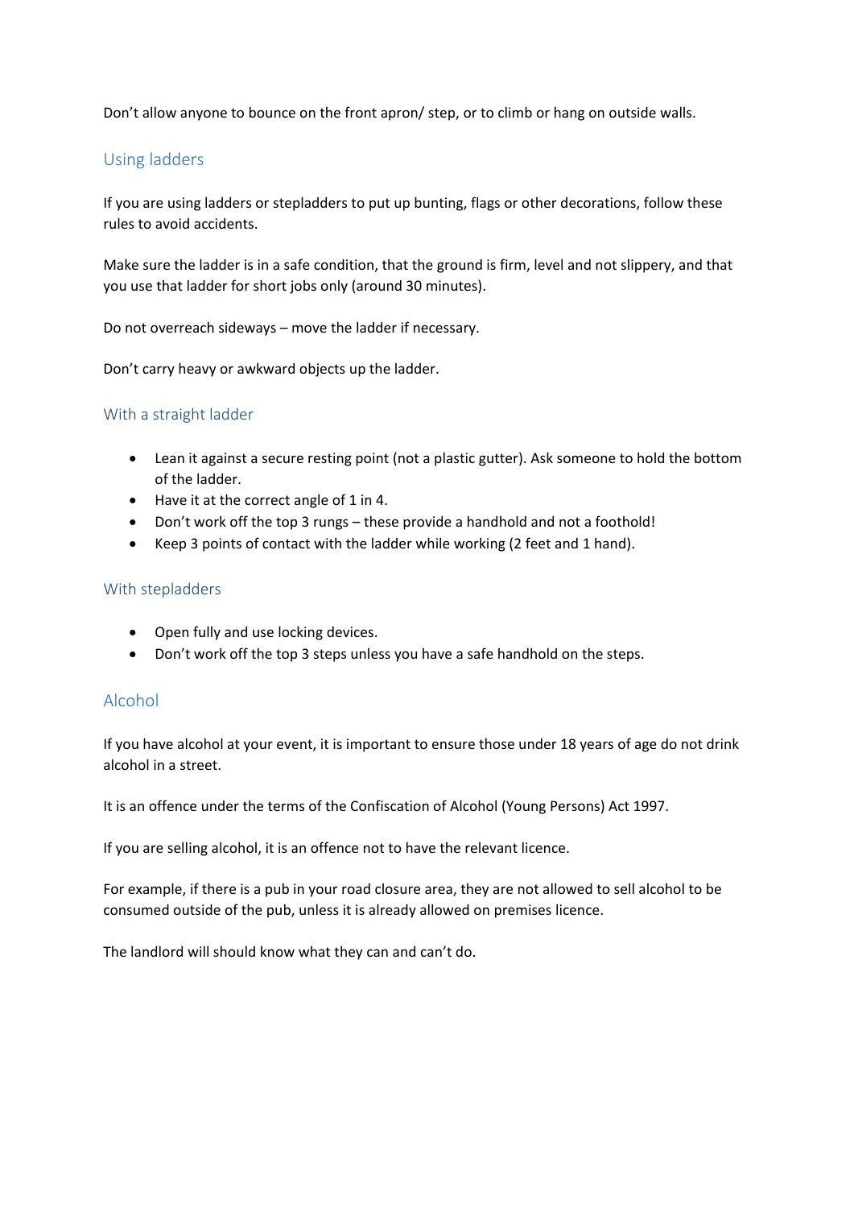Don't allow anyone to bounce on the front apron/ step, or to climb or hang on outside walls.

## Using ladders

If you are using ladders or stepladders to put up bunting, flags or other decorations, follow these rules to avoid accidents.

Make sure the ladder is in a safe condition, that the ground is firm, level and not slippery, and that you use that ladder for short jobs only (around 30 minutes).

Do not overreach sideways – move the ladder if necessary.

Don't carry heavy or awkward objects up the ladder.

### With a straight ladder

- Lean it against a secure resting point (not a plastic gutter). Ask someone to hold the bottom of the ladder.
- Have it at the correct angle of 1 in 4.
- Don't work off the top 3 rungs – these provide a handhold and not a foothold!
- Keep 3 points of contact with the ladder while working (2 feet and 1 hand).

### With stepladders

- Open fully and use locking devices.
- Don't work off the top 3 steps unless you have a safe handhold on the steps.

## Alcohol

If you have alcohol at your event, it is important to ensure those under 18 years of age do not drink alcohol in a street.

It is an offence under the terms of the Confiscation of Alcohol (Young Persons) Act 1997.

If you are selling alcohol, it is an offence not to have the relevant licence.

For example, if there is a pub in your road closure area, they are not allowed to sell alcohol to be consumed outside of the pub, unless it is already allowed on premises licence.

The landlord will should know what they can and can't do.